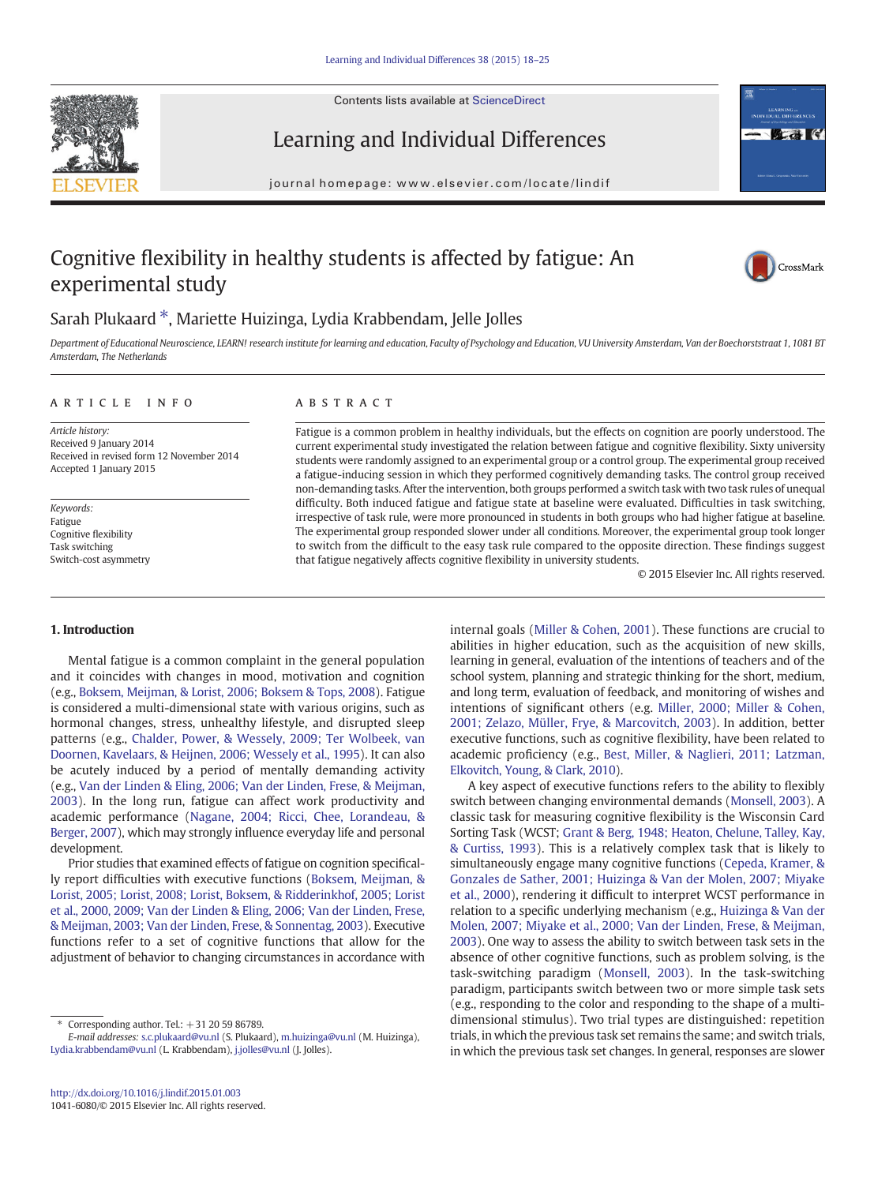# Cognitive flexibility in healthy students is affected by fatigue: An experimental study

Sarah Plukaard *, Mariette Huizinga, Lydia Krabbendam, Jelle Jolles

*Department of Educational Neuroscience, LEARN! research institute for learning and education, Faculty of Psychology and Education, VU University Amsterdam, Van der Boechorststraat 1, 1081 BT Amsterdam, The Netherlands*

## ARTICLE INFO

*Article history:*
Received 9 January 2014
Received in revised form 12 November 2014
Accepted 1 January 2015

*Keywords:*
Fatigue
Cognitive flexibility
Task switching
Switch-cost asymmetry

## ABSTRACT

Fatigue is a common problem in healthy individuals, but the effects on cognition are poorly understood. The current experimental study investigated the relation between fatigue and cognitive flexibility. Sixty university students were randomly assigned to an experimental group or a control group. The experimental group received a fatigue-inducing session in which they performed cognitively demanding tasks. The control group received non-demanding tasks. After the intervention, both groups performed a switch task with two task rules of unequal difficulty. Both induced fatigue and fatigue state at baseline were evaluated. Difficulties in task switching, irrespective of task rule, were more pronounced in students in both groups who had higher fatigue at baseline. The experimental group responded slower under all conditions. Moreover, the experimental group took longer to switch from the difficult to the easy task rule compared to the opposite direction. These findings suggest that fatigue negatively affects cognitive flexibility in university students.

© 2015 Elsevier Inc. All rights reserved.

## 1. Introduction

Mental fatigue is a common complaint in the general population and it coincides with changes in mood, motivation and cognition (e.g., Boksem, Meijman, & Lorist, 2006; Boksem & Tops, 2008). Fatigue is considered a multi-dimensional state with various origins, such as hormonal changes, stress, unhealthy lifestyle, and disrupted sleep patterns (e.g., Chalder, Power, & Wessely, 2009; Ter Wolbeek, van Doornen, Kavelaars, & Heijnen, 2006; Wessely et al., 1995). It can also be acutely induced by a period of mentally demanding activity (e.g., Van der Linden & Eling, 2006; Van der Linden, Frese, & Meijman, 2003). In the long run, fatigue can affect work productivity and academic performance (Nagane, 2004; Ricci, Chee, Lorandeau, & Berger, 2007), which may strongly influence everyday life and personal development.

Prior studies that examined effects of fatigue on cognition specifically report difficulties with executive functions (Boksem, Meijman, & Lorist, 2005; Lorist, 2008; Lorist, Boksem, & Ridderinkhof, 2005; Lorist et al., 2000, 2009; Van der Linden & Eling, 2006; Van der Linden, Frese, & Meijman, 2003; Van der Linden, Frese, & Sonnentag, 2003). Executive functions refer to a set of cognitive functions that allow for the adjustment of behavior to changing circumstances in accordance with internal goals (Miller & Cohen, 2001). These functions are crucial to abilities in higher education, such as the acquisition of new skills, learning in general, evaluation of the intentions of teachers and of the school system, planning and strategic thinking for the short, medium, and long term, evaluation of feedback, and monitoring of wishes and intentions of significant others (e.g. Miller, 2000; Miller & Cohen, 2001; Zelazo, Müller, Frye, & Marcovitch, 2003). In addition, better executive functions, such as cognitive flexibility, have been related to academic proficiency (e.g., Best, Miller, & Naglieri, 2011; Latzman, Elkovitch, Young, & Clark, 2010).

A key aspect of executive functions refers to the ability to flexibly switch between changing environmental demands (Monsell, 2003). A classic task for measuring cognitive flexibility is the Wisconsin Card Sorting Task (WCST; Grant & Berg, 1948; Heaton, Chelune, Talley, Kay, & Curtiss, 1993). This is a relatively complex task that is likely to simultaneously engage many cognitive functions (Cepeda, Kramer, & Gonzales de Sather, 2001; Huizinga & Van der Molen, 2007; Miyake et al., 2000), rendering it difficult to interpret WCST performance in relation to a specific underlying mechanism (e.g., Huizinga & Van der Molen, 2007; Miyake et al., 2000; Van der Linden, Frese, & Meijman, 2003). One way to assess the ability to switch between task sets in the absence of other cognitive functions, such as problem solving, is the task-switching paradigm (Monsell, 2003). In the task-switching paradigm, participants switch between two or more simple task sets (e.g., responding to the color and responding to the shape of a multi-dimensional stimulus). Two trial types are distinguished: repetition trials, in which the previous task set remains the same; and switch trials, in which the previous task set changes. In general, responses are slower

* Corresponding author. Tel.: +31 20 59 86789.
*E-mail addresses:* s.c.plukaard@vu.nl (S. Plukaard), m.huizinga@vu.nl (M. Huizinga), Lydia.krabbendam@vu.nl (L. Krabbendam), j.jolles@vu.nl (J. Jolles).

http://dx.doi.org/10.1016/j.lindif.2015.01.003
1041-6080/© 2015 Elsevier Inc. All rights reserved.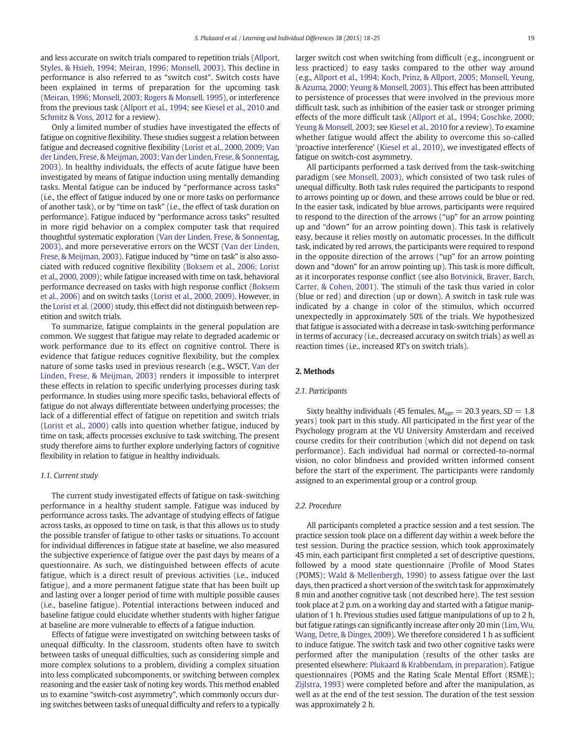and less accurate on switch trials compared to repetition trials (Allport, Styles, & Hsieh, 1994; Meiran, 1996; Monsell, 2003). This decline in performance is also referred to as "switch cost". Switch costs have been explained in terms of preparation for the upcoming task (Meiran, 1996; Monsell, 2003; Rogers & Monsell, 1995), or interference from the previous task (Allport et al., 1994; see Kiesel et al., 2010 and Schmitz & Voss, 2012 for a review).

Only a limited number of studies have investigated the effects of fatigue on cognitive flexibility. These studies suggest a relation between fatigue and decreased cognitive flexibility (Lorist et al., 2000, 2009; Van der Linden, Frese, & Meijman, 2003; Van der Linden, Frese, & Sonnentag, 2003). In healthy individuals, the effects of acute fatigue have been investigated by means of fatigue induction using mentally demanding tasks. Mental fatigue can be induced by "performance across tasks" (i.e., the effect of fatigue induced by one or more tasks on performance of another task), or by "time on task" (i.e., the effect of task duration on performance). Fatigue induced by "performance across tasks" resulted in more rigid behavior on a complex computer task that required thoughtful systematic exploration (Van der Linden, Frese, & Sonnentag, 2003), and more perseverative errors on the WCST (Van der Linden, Frese, & Meijman, 2003). Fatigue induced by "time on task" is also associated with reduced cognitive flexibility (Boksem et al., 2006; Lorist et al., 2000, 2009); while fatigue increased with time on task, behavioral performance decreased on tasks with high response conflict (Boksem et al., 2006) and on switch tasks (Lorist et al., 2000, 2009). However, in the Lorist et al. (2000) study, this effect did not distinguish between repetition and switch trials.

To summarize, fatigue complaints in the general population are common. We suggest that fatigue may relate to degraded academic or work performance due to its effect on cognitive control. There is evidence that fatigue reduces cognitive flexibility, but the complex nature of some tasks used in previous research (e.g., WSCT, Van der Linden, Frese, & Meijman, 2003) renders it impossible to interpret these effects in relation to specific underlying processes during task performance. In studies using more specific tasks, behavioral effects of fatigue do not always differentiate between underlying processes; the lack of a differential effect of fatigue on repetition and switch trials (Lorist et al., 2000) calls into question whether fatigue, induced by time on task, affects processes exclusive to task switching. The present study therefore aims to further explore underlying factors of cognitive flexibility in relation to fatigue in healthy individuals.

### 1.1. Current study

The current study investigated effects of fatigue on task-switching performance in a healthy student sample. Fatigue was induced by performance across tasks. The advantage of studying effects of fatigue across tasks, as opposed to time on task, is that this allows us to study the possible transfer of fatigue to other tasks or situations. To account for individual differences in fatigue state at baseline, we also measured the subjective experience of fatigue over the past days by means of a questionnaire. As such, we distinguished between effects of acute fatigue, which is a direct result of previous activities (i.e., induced fatigue), and a more permanent fatigue state that has been built up and lasting over a longer period of time with multiple possible causes (i.e., baseline fatigue). Potential interactions between induced and baseline fatigue could elucidate whether students with higher fatigue at baseline are more vulnerable to effects of a fatigue induction.

Effects of fatigue were investigated on switching between tasks of unequal difficulty. In the classroom, students often have to switch between tasks of unequal difficulties, such as considering simple and more complex solutions to a problem, dividing a complex situation into less complicated subcomponents, or switching between complex reasoning and the easier task of noting key words. This method enabled us to examine "switch-cost asymmetry", which commonly occurs during switches between tasks of unequal difficulty and refers to a typically larger switch cost when switching from difficult (e.g., incongruent or less practiced) to easy tasks compared to the other way around (e.g., Allport et al., 1994; Koch, Prinz, & Allport, 2005; Monsell, Yeung, & Azuma, 2000; Yeung & Monsell, 2003). This effect has been attributed to persistence of processes that were involved in the previous more difficult task, such as inhibition of the easier task or stronger priming effects of the more difficult task (Allport et al., 1994; Goschke, 2000; Yeung & Monsell, 2003; see Kiesel et al., 2010 for a review). To examine whether fatigue would affect the ability to overcome this so-called 'proactive interference' (Kiesel et al., 2010), we investigated effects of fatigue on switch-cost asymmetry.

All participants performed a task derived from the task-switching paradigm (see Monsell, 2003), which consisted of two task rules of unequal difficulty. Both task rules required the participants to respond to arrows pointing up or down, and these arrows could be blue or red. In the easier task, indicated by blue arrows, participants were required to respond to the direction of the arrows ("up" for an arrow pointing up and "down" for an arrow pointing down). This task is relatively easy, because it relies mostly on automatic processes. In the difficult task, indicated by red arrows, the participants were required to respond in the opposite direction of the arrows ("up" for an arrow pointing down and "down" for an arrow pointing up). This task is more difficult, as it incorporates response conflict (see also Botvinick, Braver, Barch, Carter, & Cohen, 2001). The stimuli of the task thus varied in color (blue or red) and direction (up or down). A switch in task rule was indicated by a change in color of the stimulus, which occurred unexpectedly in approximately 50% of the trials. We hypothesized that fatigue is associated with a decrease in task-switching performance in terms of accuracy (i.e., decreased accuracy on switch trials) as well as reaction times (i.e., increased RT's on switch trials).

## 2. Methods

### 2.1. Participants

Sixty healthy individuals (45 females, $M_{\text{age}} = 20.3$ years, $SD = 1.8$ years) took part in this study. All participated in the first year of the Psychology program at the VU University Amsterdam and received course credits for their contribution (which did not depend on task performance). Each individual had normal or corrected-to-normal vision, no color blindness and provided written informed consent before the start of the experiment. The participants were randomly assigned to an experimental group or a control group.

### 2.2. Procedure

All participants completed a practice session and a test session. The practice session took place on a different day within a week before the test session. During the practice session, which took approximately 45 min, each participant first completed a set of descriptive questions, followed by a mood state questionnaire (Profile of Mood States (POMS); Wald & Mellenbergh, 1990) to assess fatigue over the last days, then practiced a short version of the switch task for approximately 8 min and another cognitive task (not described here). The test session took place at 2 p.m. on a working day and started with a fatigue manipulation of 1 h. Previous studies used fatigue manipulations of up to 2 h, but fatigue ratings can significantly increase after only 20 min (Lim, Wu, Wang, Detre, & Dinges, 2009). We therefore considered 1 h as sufficient to induce fatigue. The switch task and two other cognitive tasks were performed after the manipulation (results of the other tasks are presented elsewhere: Plukaard & Krabbendam, in preparation). Fatigue questionnaires (POMS and the Rating Scale Mental Effort (RSME); Zijlstra, 1993) were completed before and after the manipulation, as well as at the end of the test session. The duration of the test session was approximately 2 h.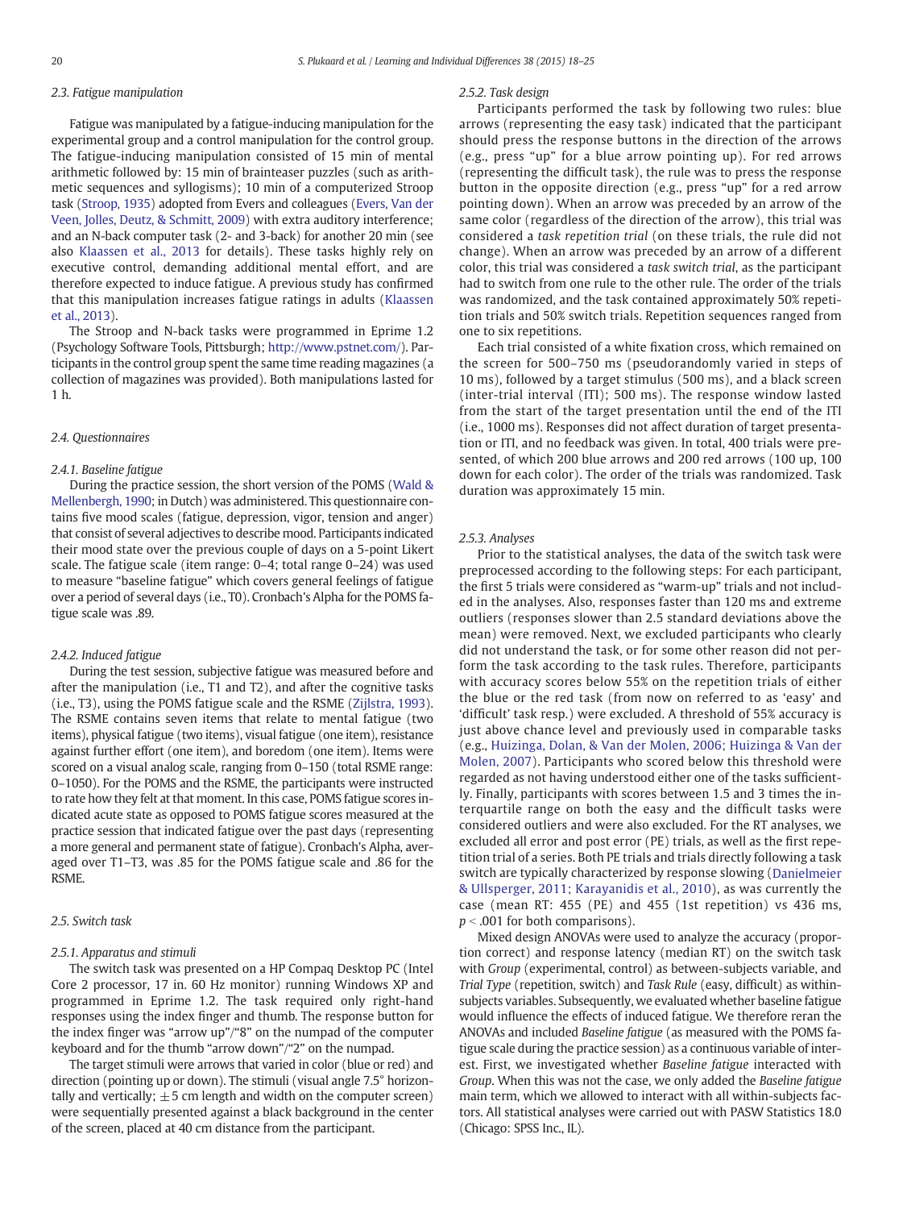### 2.3. Fatigue manipulation

Fatigue was manipulated by a fatigue-inducing manipulation for the experimental group and a control manipulation for the control group. The fatigue-inducing manipulation consisted of 15 min of mental arithmetic followed by: 15 min of brainteaser puzzles (such as arithmetic sequences and syllogisms); 10 min of a computerized Stroop task (Stroop, 1935) adopted from Evers and colleagues (Evers, Van der Veen, Jolles, Deutz, & Schmitt, 2009) with extra auditory interference; and an N-back computer task (2- and 3-back) for another 20 min (see also Klaassen et al., 2013 for details). These tasks highly rely on executive control, demanding additional mental effort, and are therefore expected to induce fatigue. A previous study has confirmed that this manipulation increases fatigue ratings in adults (Klaassen et al., 2013).

The Stroop and N-back tasks were programmed in Eprime 1.2 (Psychology Software Tools, Pittsburgh; http://www.pstnet.com/). Participants in the control group spent the same time reading magazines (a collection of magazines was provided). Both manipulations lasted for 1 h.

### 2.4. Questionnaires

#### 2.4.1. Baseline fatigue

During the practice session, the short version of the POMS (Wald & Mellenbergh, 1990; in Dutch) was administered. This questionnaire contains five mood scales (fatigue, depression, vigor, tension and anger) that consist of several adjectives to describe mood. Participants indicated their mood state over the previous couple of days on a 5-point Likert scale. The fatigue scale (item range: 0–4; total range 0–24) was used to measure "baseline fatigue" which covers general feelings of fatigue over a period of several days (i.e., T0). Cronbach's Alpha for the POMS fatigue scale was .89.

#### 2.4.2. Induced fatigue

During the test session, subjective fatigue was measured before and after the manipulation (i.e., T1 and T2), and after the cognitive tasks (i.e., T3), using the POMS fatigue scale and the RSME (Zijlstra, 1993). The RSME contains seven items that relate to mental fatigue (two items), physical fatigue (two items), visual fatigue (one item), resistance against further effort (one item), and boredom (one item). Items were scored on a visual analog scale, ranging from 0–150 (total RSME range: 0–1050). For the POMS and the RSME, the participants were instructed to rate how they felt at that moment. In this case, POMS fatigue scores indicated acute state as opposed to POMS fatigue scores measured at the practice session that indicated fatigue over the past days (representing a more general and permanent state of fatigue). Cronbach's Alpha, averaged over T1–T3, was .85 for the POMS fatigue scale and .86 for the RSME.

### 2.5. Switch task

#### 2.5.1. Apparatus and stimuli

The switch task was presented on a HP Compaq Desktop PC (Intel Core 2 processor, 17 in. 60 Hz monitor) running Windows XP and programmed in Eprime 1.2. The task required only right-hand responses using the index finger and thumb. The response button for the index finger was "arrow up"/"8" on the numpad of the computer keyboard and for the thumb "arrow down"/"2" on the numpad.

The target stimuli were arrows that varied in color (blue or red) and direction (pointing up or down). The stimuli (visual angle 7.5° horizontally and vertically; $\pm 5$ cm length and width on the computer screen) were sequentially presented against a black background in the center of the screen, placed at 40 cm distance from the participant.

#### 2.5.2. Task design

Participants performed the task by following two rules: blue arrows (representing the easy task) indicated that the participant should press the response buttons in the direction of the arrows (e.g., press "up" for a blue arrow pointing up). For red arrows (representing the difficult task), the rule was to press the response button in the opposite direction (e.g., press "up" for a red arrow pointing down). When an arrow was preceded by an arrow of the same color (regardless of the direction of the arrow), this trial was considered a *task repetition trial* (on these trials, the rule did not change). When an arrow was preceded by an arrow of a different color, this trial was considered a *task switch trial*, as the participant had to switch from one rule to the other rule. The order of the trials was randomized, and the task contained approximately 50% repetition trials and 50% switch trials. Repetition sequences ranged from one to six repetitions.

Each trial consisted of a white fixation cross, which remained on the screen for 500–750 ms (pseudorandomly varied in steps of 10 ms), followed by a target stimulus (500 ms), and a black screen (inter-trial interval (ITI); 500 ms). The response window lasted from the start of the target presentation until the end of the ITI (i.e., 1000 ms). Responses did not affect duration of target presentation or ITI, and no feedback was given. In total, 400 trials were presented, of which 200 blue arrows and 200 red arrows (100 up, 100 down for each color). The order of the trials was randomized. Task duration was approximately 15 min.

#### 2.5.3. Analyses

Prior to the statistical analyses, the data of the switch task were preprocessed according to the following steps: For each participant, the first 5 trials were considered as "warm-up" trials and not included in the analyses. Also, responses faster than 120 ms and extreme outliers (responses slower than 2.5 standard deviations above the mean) were removed. Next, we excluded participants who clearly did not understand the task, or for some other reason did not perform the task according to the task rules. Therefore, participants with accuracy scores below 55% on the repetition trials of either the blue or the red task (from now on referred to as 'easy' and 'difficult' task resp.) were excluded. A threshold of 55% accuracy is just above chance level and previously used in comparable tasks (e.g., Huizinga, Dolan, & Van der Molen, 2006; Huizinga & Van der Molen, 2007). Participants who scored below this threshold were regarded as not having understood either one of the tasks sufficiently. Finally, participants with scores between 1.5 and 3 times the interquartile range on both the easy and the difficult tasks were considered outliers and were also excluded. For the RT analyses, we excluded all error and post error (PE) trials, as well as the first repetition trial of a series. Both PE trials and trials directly following a task switch are typically characterized by response slowing (Danielmeier & Ullsperger, 2011; Karayanidis et al., 2010), as was currently the case (mean RT: 455 (PE) and 455 (1st repetition) vs 436 ms, $p < .001$ for both comparisons).

Mixed design ANOVAs were used to analyze the accuracy (proportion correct) and response latency (median RT) on the switch task with *Group* (experimental, control) as between-subjects variable, and *Trial Type* (repetition, switch) and *Task Rule* (easy, difficult) as within-subjects variables. Subsequently, we evaluated whether baseline fatigue would influence the effects of induced fatigue. We therefore reran the ANOVAs and included *Baseline fatigue* (as measured with the POMS fatigue scale during the practice session) as a continuous variable of interest. First, we investigated whether *Baseline fatigue* interacted with *Group*. When this was not the case, we only added the *Baseline fatigue* main term, which we allowed to interact with all within-subjects factors. All statistical analyses were carried out with PASW Statistics 18.0 (Chicago: SPSS Inc., IL).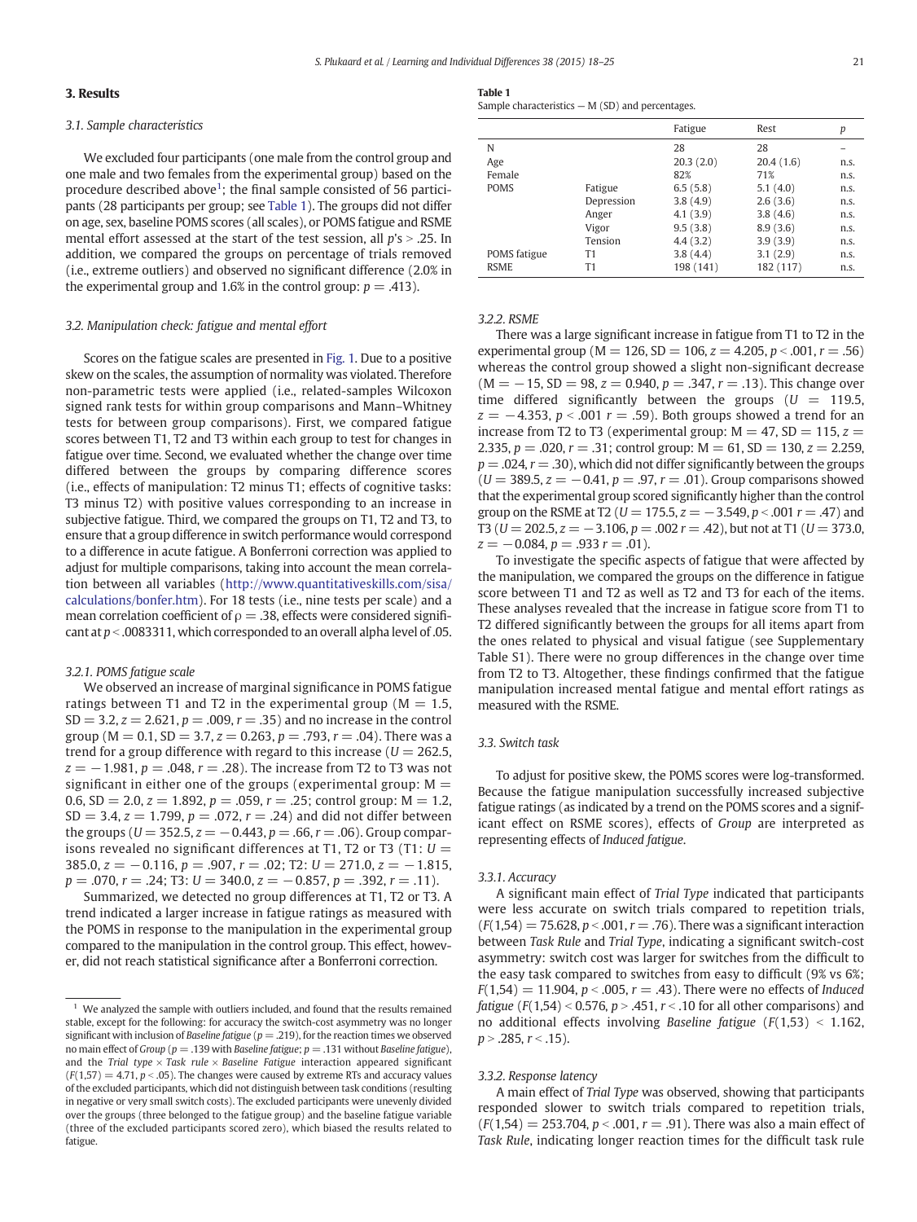## 3. Results

### 3.1. Sample characteristics

We excluded four participants (one male from the control group and one male and two females from the experimental group) based on the procedure described above[1]; the final sample consisted of 56 participants (28 participants per group; see Table 1). The groups did not differ on age, sex, baseline POMS scores (all scales), or POMS fatigue and RSME mental effort assessed at the start of the test session, all $p$'s > .25. In addition, we compared the groups on percentage of trials removed (i.e., extreme outliers) and observed no significant difference (2.0% in the experimental group and 1.6% in the control group: $p = .413$).

### 3.2. Manipulation check: fatigue and mental effort

Scores on the fatigue scales are presented in Fig. 1. Due to a positive skew on the scales, the assumption of normality was violated. Therefore non-parametric tests were applied (i.e., related-samples Wilcoxon signed rank tests for within group comparisons and Mann–Whitney tests for between group comparisons). First, we compared fatigue scores between T1, T2 and T3 within each group to test for changes in fatigue over time. Second, we evaluated whether the change over time differed between the groups by comparing difference scores (i.e., effects of manipulation: T2 minus T1; effects of cognitive tasks: T3 minus T2) with positive values corresponding to an increase in subjective fatigue. Third, we compared the groups on T1, T2 and T3, to ensure that a group difference in switch performance would correspond to a difference in acute fatigue. A Bonferroni correction was applied to adjust for multiple comparisons, taking into account the mean correlation between all variables (http://www.quantitativeskills.com/sisa/calculations/bonfer.htm). For 18 tests (i.e., nine tests per scale) and a mean correlation coefficient of $\rho = .38$, effects were considered significant at $p < .0083311$, which corresponded to an overall alpha level of .05.

#### 3.2.1. POMS fatigue scale

We observed an increase of marginal significance in POMS fatigue ratings between T1 and T2 in the experimental group ($M = 1.5$, $SD = 3.2$, $z = 2.621$, $p = .009$, $r = .35$) and no increase in the control group ($M = 0.1$, $SD = 3.7$, $z = 0.263$, $p = .793$, $r = .04$). There was a trend for a group difference with regard to this increase ($U = 262.5$, $z = -1.981$, $p = .048$, $r = .28$). The increase from T2 to T3 was not significant in either one of the groups (experimental group: $M = 0.6$, $SD = 2.0$, $z = 1.892$, $p = .059$, $r = .25$; control group: $M = 1.2$, $SD = 3.4$, $z = 1.799$, $p = .072$, $r = .24$) and did not differ between the groups ($U = 352.5$, $z = -0.443$, $p = .66$, $r = .06$). Group comparisons revealed no significant differences at T1, T2 or T3 (T1: $U = 385.0$, $z = -0.116$, $p = .907$, $r = .02$; T2: $U = 271.0$, $z = -1.815$, $p = .070$, $r = .24$; T3: $U = 340.0$, $z = -0.857$, $p = .392$, $r = .11$).

Summarized, we detected no group differences at T1, T2 or T3. A trend indicated a larger increase in fatigue ratings as measured with the POMS in response to the manipulation in the experimental group compared to the manipulation in the control group. This effect, however, did not reach statistical significance after a Bonferroni correction.

[1] We analyzed the sample with outliers included, and found that the results remained stable, except for the following: for accuracy the switch-cost asymmetry was no longer significant with inclusion of *Baseline fatigue* ($p = .219$), for the reaction times we observed no main effect of *Group* ($p = .139$ with *Baseline fatigue*; $p = .131$ without *Baseline fatigue*), and the *Trial type* × *Task rule* × *Baseline Fatigue* interaction appeared significant ($F(1,57) = 4.71$, $p < .05$). The changes were caused by extreme RTs and accuracy values of the excluded participants, which did not distinguish between task conditions (resulting in negative or very small switch costs). The excluded participants were unevenly divided over the groups (three belonged to the fatigue group) and the baseline fatigue variable (three of the excluded participants scored zero), which biased the results related to fatigue.

**Table 1**
Sample characteristics — M (SD) and percentages.

| | | Fatigue | Rest | p |
|---|---|---|---|---|
| N | | 28 | 28 | – |
| Age | | 20.3 (2.0) | 20.4 (1.6) | n.s. |
| Female | | 82% | 71% | n.s. |
| POMS | Fatigue | 6.5 (5.8) | 5.1 (4.0) | n.s. |
| | Depression | 3.8 (4.9) | 2.6 (3.6) | n.s. |
| | Anger | 4.1 (3.9) | 3.8 (4.6) | n.s. |
| | Vigor | 9.5 (3.8) | 8.9 (3.6) | n.s. |
| | Tension | 4.4 (3.2) | 3.9 (3.9) | n.s. |
| POMS fatigue | T1 | 3.8 (4.4) | 3.1 (2.9) | n.s. |
| RSME | T1 | 198 (141) | 182 (117) | n.s. |

#### 3.2.2. RSME

There was a large significant increase in fatigue from T1 to T2 in the experimental group ($M = 126$, $SD = 106$, $z = 4.205$, $p < .001$, $r = .56$) whereas the control group showed a slight non-significant decrease ($M = -15$, $SD = 98$, $z = 0.940$, $p = .347$, $r = .13$). This change over time differed significantly between the groups ($U = 119.5$, $z = -4.353$, $p < .001$ $r = .59$). Both groups showed a trend for an increase from T2 to T3 (experimental group: $M = 47$, $SD = 115$, $z = 2.335$, $p = .020$, $r = .31$; control group: $M = 61$, $SD = 130$, $z = 2.259$, $p = .024$, $r = .30$), which did not differ significantly between the groups ($U = 389.5$, $z = -0.41$, $p = .97$, $r = .01$). Group comparisons showed that the experimental group scored significantly higher than the control group on the RSME at T2 ($U = 175.5$, $z = -3.549$, $p < .001$ $r = .47$) and T3 ($U = 202.5$, $z = -3.106$, $p = .002$ $r = .42$), but not at T1 ($U = 373.0$, $z = -0.084$, $p = .933$ $r = .01$).

To investigate the specific aspects of fatigue that were affected by the manipulation, we compared the groups on the difference in fatigue score between T1 and T2 as well as T2 and T3 for each of the items. These analyses revealed that the increase in fatigue score from T1 to T2 differed significantly between the groups for all items apart from the ones related to physical and visual fatigue (see Supplementary Table S1). There were no group differences in the change over time from T2 to T3. Altogether, these findings confirmed that the fatigue manipulation increased mental fatigue and mental effort ratings as measured with the RSME.

### 3.3. Switch task

To adjust for positive skew, the POMS scores were log-transformed. Because the fatigue manipulation successfully increased subjective fatigue ratings (as indicated by a trend on the POMS scores and a significant effect on RSME scores), effects of *Group* are interpreted as representing effects of *Induced fatigue*.

#### 3.3.1. Accuracy

A significant main effect of *Trial Type* indicated that participants were less accurate on switch trials compared to repetition trials, ($F(1,54) = 75.628$, $p < .001$, $r = .76$). There was a significant interaction between *Task Rule* and *Trial Type*, indicating a significant switch-cost asymmetry: switch cost was larger for switches from the difficult to the easy task compared to switches from easy to difficult (9% vs 6%; $F(1,54) = 11.904$, $p < .005$, $r = .43$). There were no effects of *Induced fatigue* ($F(1,54) < 0.576$, $p > .451$, $r < .10$ for all other comparisons) and no additional effects involving *Baseline fatigue* ($F(1,53) < 1.162$, $p > .285$, $r < .15$).

#### 3.3.2. Response latency

A main effect of *Trial Type* was observed, showing that participants responded slower to switch trials compared to repetition trials, ($F(1,54) = 253.704$, $p < .001$, $r = .91$). There was also a main effect of *Task Rule*, indicating longer reaction times for the difficult task rule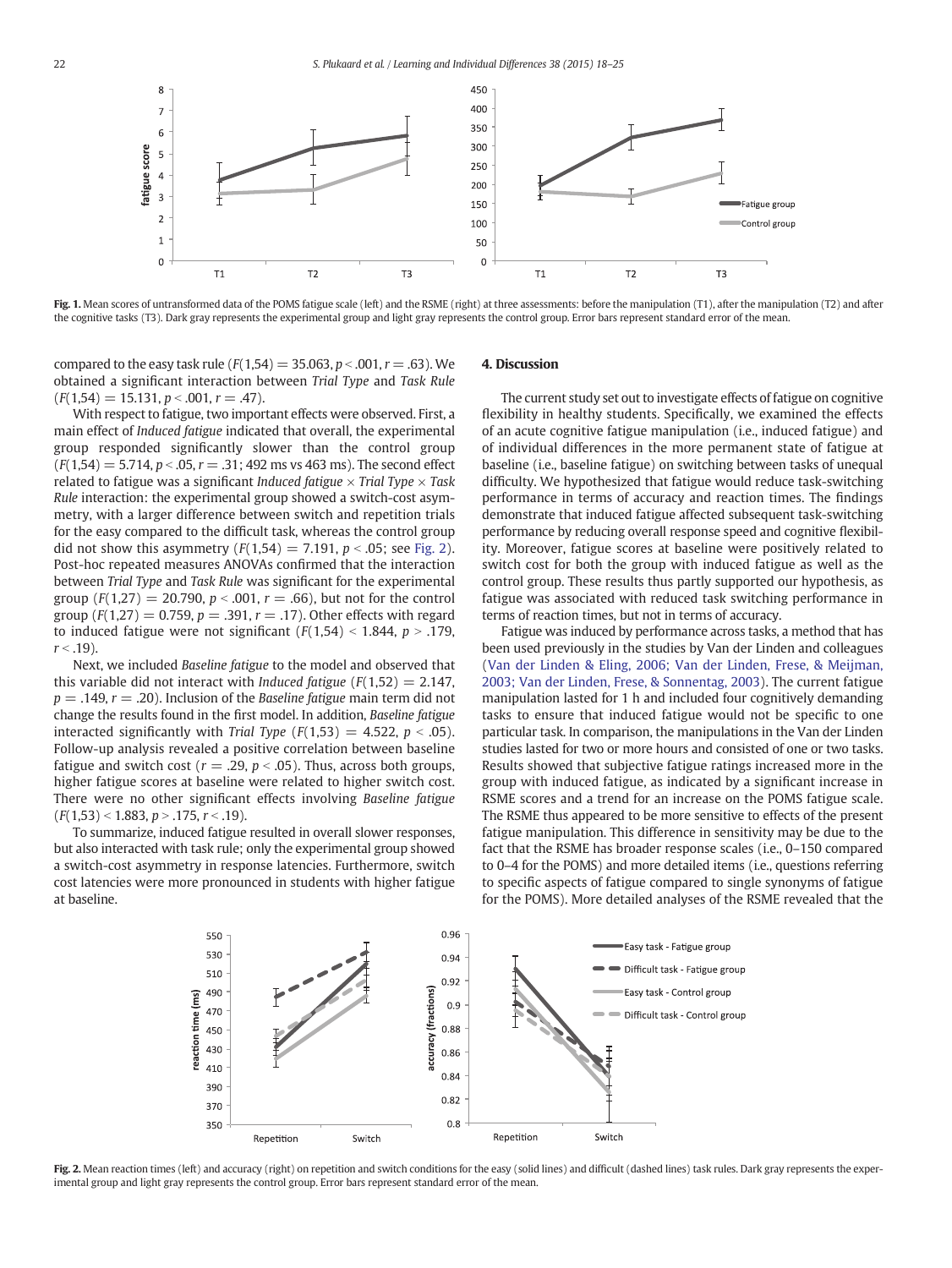Fig. 1. Mean scores of untransformed data of the POMS fatigue scale (left) and the RSME (right) at three assessments: before the manipulation (T1), after the manipulation (T2) and after the cognitive tasks (T3). Dark gray represents the experimental group and light gray represents the control group. Error bars represent standard error of the mean.

compared to the easy task rule ($F(1,54) = 35.063$, $p < .001$, $r = .63$). We obtained a significant interaction between *Trial Type* and *Task Rule* ($F(1,54) = 15.131$, $p < .001$, $r = .47$).

With respect to fatigue, two important effects were observed. First, a main effect of *Induced fatigue* indicated that overall, the experimental group responded significantly slower than the control group ($F(1,54) = 5.714$, $p < .05$, $r = .31$; 492 ms vs 463 ms). The second effect related to fatigue was a significant *Induced fatigue* × *Trial Type* × *Task Rule* interaction: the experimental group showed a switch-cost asymmetry, with a larger difference between switch and repetition trials for the easy compared to the difficult task, whereas the control group did not show this asymmetry ($F(1,54) = 7.191$, $p < .05$; see Fig. 2). Post-hoc repeated measures ANOVAs confirmed that the interaction between *Trial Type* and *Task Rule* was significant for the experimental group ($F(1,27) = 20.790$, $p < .001$, $r = .66$), but not for the control group ($F(1,27) = 0.759$, $p = .391$, $r = .17$). Other effects with regard to induced fatigue were not significant ($F(1,54) < 1.844$, $p > .179$, $r < .19$).

Next, we included *Baseline fatigue* to the model and observed that this variable did not interact with *Induced fatigue* ($F(1,52) = 2.147$, $p = .149$, $r = .20$). Inclusion of the *Baseline fatigue* main term did not change the results found in the first model. In addition, *Baseline fatigue* interacted significantly with *Trial Type* ($F(1,53) = 4.522$, $p < .05$). Follow-up analysis revealed a positive correlation between baseline fatigue and switch cost ($r = .29$, $p < .05$). Thus, across both groups, higher fatigue scores at baseline were related to higher switch cost. There were no other significant effects involving *Baseline fatigue* ($F(1,53) < 1.883$, $p > .175$, $r < .19$).

To summarize, induced fatigue resulted in overall slower responses, but also interacted with task rule; only the experimental group showed a switch-cost asymmetry in response latencies. Furthermore, switch cost latencies were more pronounced in students with higher fatigue at baseline.

## 4. Discussion

The current study set out to investigate effects of fatigue on cognitive flexibility in healthy students. Specifically, we examined the effects of an acute cognitive fatigue manipulation (i.e., induced fatigue) and of individual differences in the more permanent state of fatigue at baseline (i.e., baseline fatigue) on switching between tasks of unequal difficulty. We hypothesized that fatigue would reduce task-switching performance in terms of accuracy and reaction times. The findings demonstrate that induced fatigue affected subsequent task-switching performance by reducing overall response speed and cognitive flexibility. Moreover, fatigue scores at baseline were positively related to switch cost for both the group with induced fatigue as well as the control group. These results thus partly supported our hypothesis, as fatigue was associated with reduced task switching performance in terms of reaction times, but not in terms of accuracy.

Fatigue was induced by performance across tasks, a method that has been used previously in the studies by Van der Linden and colleagues (Van der Linden & Eling, 2006; Van der Linden, Frese, & Meijman, 2003; Van der Linden, Frese, & Sonnentag, 2003). The current fatigue manipulation lasted for 1 h and included four cognitively demanding tasks to ensure that induced fatigue would not be specific to one particular task. In comparison, the manipulations in the Van der Linden studies lasted for two or more hours and consisted of one or two tasks. Results showed that subjective fatigue ratings increased more in the group with induced fatigue, as indicated by a significant increase in RSME scores and a trend for an increase on the POMS fatigue scale. The RSME thus appeared to be more sensitive to effects of the present fatigue manipulation. This difference in sensitivity may be due to the fact that the RSME has broader response scales (i.e., 0–150 compared to 0–4 for the POMS) and more detailed items (i.e., questions referring to specific aspects of fatigue compared to single synonyms of fatigue for the POMS). More detailed analyses of the RSME revealed that the

Fig. 2. Mean reaction times (left) and accuracy (right) on repetition and switch conditions for the easy (solid lines) and difficult (dashed lines) task rules. Dark gray represents the experimental group and light gray represents the control group. Error bars represent standard error of the mean.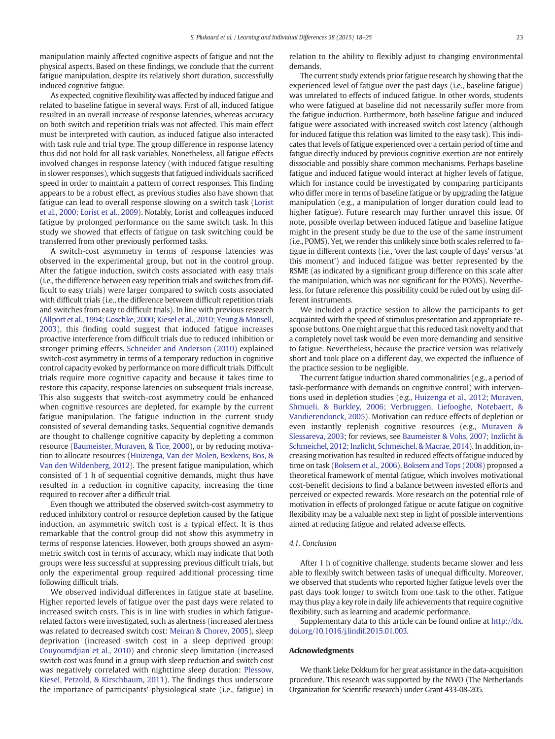manipulation mainly affected cognitive aspects of fatigue and not the physical aspects. Based on these findings, we conclude that the current fatigue manipulation, despite its relatively short duration, successfully induced cognitive fatigue.

As expected, cognitive flexibility was affected by induced fatigue and related to baseline fatigue in several ways. First of all, induced fatigue resulted in an overall increase of response latencies, whereas accuracy on both switch and repetition trials was not affected. This main effect must be interpreted with caution, as induced fatigue also interacted with task rule and trial type. The group difference in response latency thus did not hold for all task variables. Nonetheless, all fatigue effects involved changes in response latency (with induced fatigue resulting in slower responses), which suggests that fatigued individuals sacrificed speed in order to maintain a pattern of correct responses. This finding appears to be a robust effect, as previous studies also have shown that fatigue can lead to overall response slowing on a switch task (Lorist et al., 2000; Lorist et al., 2009). Notably, Lorist and colleagues induced fatigue by prolonged performance on the same switch task. In this study we showed that effects of fatigue on task switching could be transferred from other previously performed tasks.

A switch-cost asymmetry in terms of response latencies was observed in the experimental group, but not in the control group. After the fatigue induction, switch costs associated with easy trials (i.e., the difference between easy repetition trials and switches from difficult to easy trials) were larger compared to switch costs associated with difficult trials (i.e., the difference between difficult repetition trials and switches from easy to difficult trials). In line with previous research (Allport et al., 1994; Goschke, 2000; Kiesel et al., 2010; Yeung & Monsell, 2003), this finding could suggest that induced fatigue increases proactive interference from difficult trials due to reduced inhibition or stronger priming effects. Schneider and Anderson (2010) explained switch-cost asymmetry in terms of a temporary reduction in cognitive control capacity evoked by performance on more difficult trials. Difficult trials require more cognitive capacity and because it takes time to restore this capacity, response latencies on subsequent trials increase. This also suggests that switch-cost asymmetry could be enhanced when cognitive resources are depleted, for example by the current fatigue manipulation. The fatigue induction in the current study consisted of several demanding tasks. Sequential cognitive demands are thought to challenge cognitive capacity by depleting a common resource (Baumeister, Muraven, & Tice, 2000), or by reducing motivation to allocate resources (Huizenga, Van der Molen, Bexkens, Bos, & Van den Wildenberg, 2012). The present fatigue manipulation, which consisted of 1 h of sequential cognitive demands, might thus have resulted in a reduction in cognitive capacity, increasing the time required to recover after a difficult trial.

Even though we attributed the observed switch-cost asymmetry to reduced inhibitory control or resource depletion caused by the fatigue induction, an asymmetric switch cost is a typical effect. It is thus remarkable that the control group did not show this asymmetry in terms of response latencies. However, both groups showed an asymmetric switch cost in terms of accuracy, which may indicate that both groups were less successful at suppressing previous difficult trials, but only the experimental group required additional processing time following difficult trials.

We observed individual differences in fatigue state at baseline. Higher reported levels of fatigue over the past days were related to increased switch costs. This is in line with studies in which fatigue-related factors were investigated, such as alertness (increased alertness was related to decreased switch cost: Meiran & Chorev, 2005), sleep deprivation (increased switch cost in a sleep deprived group: Couyoumdjian et al., 2010) and chronic sleep limitation (increased switch cost was found in a group with sleep reduction and switch cost was negatively correlated with nighttime sleep duration: Plessow, Kiesel, Petzold, & Kirschbaum, 2011). The findings thus underscore the importance of participants' physiological state (i.e., fatigue) in relation to the ability to flexibly adjust to changing environmental demands.

The current study extends prior fatigue research by showing that the experienced level of fatigue over the past days (i.e., baseline fatigue) was unrelated to effects of induced fatigue. In other words, students who were fatigued at baseline did not necessarily suffer more from the fatigue induction. Furthermore, both baseline fatigue and induced fatigue were associated with increased switch cost latency (although for induced fatigue this relation was limited to the easy task). This indicates that levels of fatigue experienced over a certain period of time and fatigue directly induced by previous cognitive exertion are not entirely dissociable and possibly share common mechanisms. Perhaps baseline fatigue and induced fatigue would interact at higher levels of fatigue, which for instance could be investigated by comparing participants who differ more in terms of baseline fatigue or by upgrading the fatigue manipulation (e.g., a manipulation of longer duration could lead to higher fatigue). Future research may further unravel this issue. Of note, possible overlap between induced fatigue and baseline fatigue might in the present study be due to the use of the same instrument (i.e., POMS). Yet, we render this unlikely since both scales referred to fatigue in different contexts (i.e., 'over the last couple of days' versus 'at this moment') and induced fatigue was better represented by the RSME (as indicated by a significant group difference on this scale after the manipulation, which was not significant for the POMS). Nevertheless, for future reference this possibility could be ruled out by using different instruments.

We included a practice session to allow the participants to get acquainted with the speed of stimulus presentation and appropriate response buttons. One might argue that this reduced task novelty and that a completely novel task would be even more demanding and sensitive to fatigue. Nevertheless, because the practice version was relatively short and took place on a different day, we expected the influence of the practice session to be negligible.

The current fatigue induction shared commonalities (e.g., a period of task-performance with demands on cognitive control) with interventions used in depletion studies (e.g., Huizenga et al., 2012; Muraven, Shmueli, & Burkley, 2006; Verbruggen, Liefooghe, Notebaert, & Vandierendonck, 2005). Motivation can reduce effects of depletion or even instantly replenish cognitive resources (e.g., Muraven & Slessareva, 2003; for reviews, see Baumeister & Vohs, 2007; Inzlicht & Schmeichel, 2012; Inzlicht, Schmeichel, & Macrae, 2014). In addition, increasing motivation has resulted in reduced effects of fatigue induced by time on task (Boksem et al., 2006). Boksem and Tops (2008) proposed a theoretical framework of mental fatigue, which involves motivational cost-benefit decisions to find a balance between invested efforts and perceived or expected rewards. More research on the potential role of motivation in effects of prolonged fatigue or acute fatigue on cognitive flexibility may be a valuable next step in light of possible interventions aimed at reducing fatigue and related adverse effects.

### 4.1. Conclusion

After 1 h of cognitive challenge, students became slower and less able to flexibly switch between tasks of unequal difficulty. Moreover, we observed that students who reported higher fatigue levels over the past days took longer to switch from one task to the other. Fatigue may thus play a key role in daily life achievements that require cognitive flexibility, such as learning and academic performance.

Supplementary data to this article can be found online at http://dx.doi.org/10.1016/j.lindif.2015.01.003.

## Acknowledgments

We thank Lieke Dokkum for her great assistance in the data-acquisition procedure. This research was supported by the NWO (The Netherlands Organization for Scientific research) under Grant 433-08-205.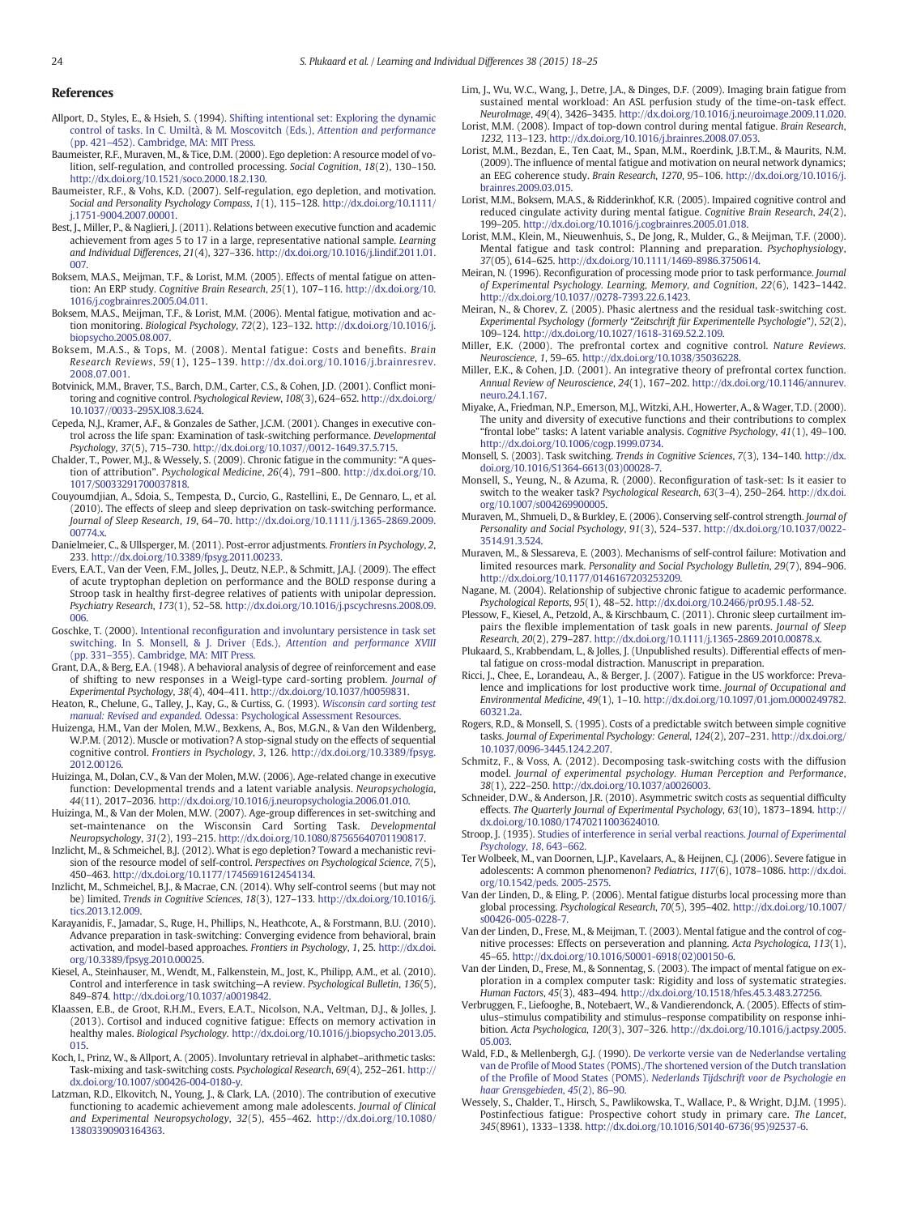## References

Allport, D., Styles, E., & Hsieh, S. (1994). Shifting intentional set: Exploring the dynamic control of tasks. In C. Umiltà, & M. Moscovitch (Eds.), *Attention and performance* (pp. 421–452). Cambridge, MA: MIT Press.

Baumeister, R.F., Muraven, M., & Tice, D.M. (2000). Ego depletion: A resource model of volition, self-regulation, and controlled processing. *Social Cognition*, *18*(2), 130–150. http://dx.doi.org/10.1521/soco.2000.18.2.130.

Baumeister, R.F., & Vohs, K.D. (2007). Self-regulation, ego depletion, and motivation. *Social and Personality Psychology Compass*, *1*(1), 115–128. http://dx.doi.org/10.1111/j.1751-9004.2007.00001.

Best, J., Miller, P., & Naglieri, J. (2011). Relations between executive function and academic achievement from ages 5 to 17 in a large, representative national sample. *Learning and Individual Differences*, *21*(4), 327–336. http://dx.doi.org/10.1016/j.lindif.2011.01.007.

Boksem, M.A.S., Meijman, T.F., & Lorist, M.M. (2005). Effects of mental fatigue on attention: An ERP study. *Cognitive Brain Research*, *25*(1), 107–116. http://dx.doi.org/10.1016/j.cogbrainres.2005.04.011.

Boksem, M.A.S., Meijman, T.F., & Lorist, M.M. (2006). Mental fatigue, motivation and action monitoring. *Biological Psychology*, *72*(2), 123–132. http://dx.doi.org/10.1016/j.biopsycho.2005.08.007.

Boksem, M.A.S., & Tops, M. (2008). Mental fatigue: Costs and benefits. *Brain Research Reviews*, *59*(1), 125–139. http://dx.doi.org/10.1016/j.brainresrev.2008.07.001.

Botvinick, M.M., Braver, T.S., Barch, D.M., Carter, C.S., & Cohen, J.D. (2001). Conflict monitoring and cognitive control. *Psychological Review*, *108*(3), 624–652. http://dx.doi.org/10.1037//0033-295X.I08.3.624.

Cepeda, N.J., Kramer, A.F., & Gonzales de Sather, J.C.M. (2001). Changes in executive control across the life span: Examination of task-switching performance. *Developmental Psychology*, *37*(5), 715–730. http://dx.doi.org/10.1037//0012-1649.37.5.715.

Chalder, T., Power, M.J., & Wessely, S. (2009). Chronic fatigue in the community: "A question of attribution". *Psychological Medicine*, *26*(4), 791–800. http://dx.doi.org/10.1017/S0033291700037818.

Couyoumdjian, A., Sdoia, S., Tempesta, D., Curcio, G., Rastellini, E., De Gennaro, L., et al. (2010). The effects of sleep and sleep deprivation on task-switching performance. *Journal of Sleep Research*, *19*, 64–70. http://dx.doi.org/10.1111/j.1365-2869.2009.00774.x.

Danielmeier, C., & Ullsperger, M. (2011). Post-error adjustments. *Frontiers in Psychology*, *2*, 233. http://dx.doi.org/10.3389/fpsyg.2011.00233.

Evers, E.A.T., Van der Veen, F.M., Jolles, J., Deutz, N.E.P., & Schmitt, J.A.J. (2009). The effect of acute tryptophan depletion on performance and the BOLD response during a Stroop task in healthy first-degree relatives of patients with unipolar depression. *Psychiatry Research*, *173*(1), 52–58. http://dx.doi.org/10.1016/j.pscychresns.2008.09.006.

Goschke, T. (2000). Intentional reconfiguration and involuntary persistence in task set switching. In S. Monsell, & J. Driver (Eds.), *Attention and performance XVIII* (pp. 331–355). Cambridge, MA: MIT Press.

Grant, D.A., & Berg, E.A. (1948). A behavioral analysis of degree of reinforcement and ease of shifting to new responses in a Weigl-type card-sorting problem. *Journal of Experimental Psychology*, *38*(4), 404–411. http://dx.doi.org/10.1037/h0059831.

Heaton, R., Chelune, G., Talley, J., Kay, G., & Curtiss, G. (1993). *Wisconsin card sorting test manual: Revised and expanded*. Odessa: Psychological Assessment Resources.

Huizenga, H.M., Van der Molen, M.W., Bexkens, A., Bos, M.G.N., & Van den Wildenberg, W.P.M. (2012). Muscle or motivation? A stop-signal study on the effects of sequential cognitive control. *Frontiers in Psychology*, *3*, 126. http://dx.doi.org/10.3389/fpsyg.2012.00126.

Huizinga, M., Dolan, C.V., & Van der Molen, M.W. (2006). Age-related change in executive function: Developmental trends and a latent variable analysis. *Neuropsychologia*, *44*(11), 2017–2036. http://dx.doi.org/10.1016/j.neuropsychologia.2006.01.010.

Huizinga, M., & Van der Molen, M.W. (2007). Age-group differences in set-switching and set-maintenance on the Wisconsin Card Sorting Task. *Developmental Neuropsychology*, *31*(2), 193–215. http://dx.doi.org/10.1080/87565640701190817.

Inzlicht, M., & Schmeichel, B.J. (2012). What is ego depletion? Toward a mechanistic revision of the resource model of self-control. *Perspectives on Psychological Science*, *7*(5), 450–463. http://dx.doi.org/10.1177/1745691612454134.

Inzlicht, M., Schmeichel, B.J., & Macrae, C.N. (2014). Why self-control seems (but may not be) limited. *Trends in Cognitive Sciences*, *18*(3), 127–133. http://dx.doi.org/10.1016/j.tics.2013.12.009.

Karayanidis, F., Jamadar, S., Ruge, H., Phillips, N., Heathcote, A., & Forstmann, B.U. (2010). Advance preparation in task-switching: Converging evidence from behavioral, brain activation, and model-based approaches. *Frontiers in Psychology*, *1*, 25. http://dx.doi.org/10.3389/fpsyg.2010.00025.

Kiesel, A., Steinhauser, M., Wendt, M., Falkenstein, M., Jost, K., Philipp, A.M., et al. (2010). Control and interference in task switching—A review. *Psychological Bulletin*, *136*(5), 849–874. http://dx.doi.org/10.1037/a0019842.

Klaassen, E.B., de Groot, R.H.M., Evers, E.A.T., Nicolson, N.A., Veltman, D.J., & Jolles, J. (2013). Cortisol and induced cognitive fatigue: Effects on memory activation in healthy males. *Biological Psychology*. http://dx.doi.org/10.1016/j.biopsycho.2013.05.015.

Koch, I., Prinz, W., & Allport, A. (2005). Involuntary retrieval in alphabet–arithmetic tasks: Task-mixing and task-switching costs. *Psychological Research*, *69*(4), 252–261. http://dx.doi.org/10.1007/s00426-004-0180-y.

Latzman, R.D., Elkovitch, N., Young, J., & Clark, L.A. (2010). The contribution of executive functioning to academic achievement among male adolescents. *Journal of Clinical and Experimental Neuropsychology*, *32*(5), 455–462. http://dx.doi.org/10.1080/13803390903164363.

Lim, J., Wu, W.C., Wang, J., Detre, J.A., & Dinges, D.F. (2009). Imaging brain fatigue from sustained mental workload: An ASL perfusion study of the time-on-task effect. *NeuroImage*, *49*(4), 3426–3435. http://dx.doi.org/10.1016/j.neuroimage.2009.11.020.

Lorist, M.M. (2008). Impact of top-down control during mental fatigue. *Brain Research*, *1232*, 113–123. http://dx.doi.org/10.1016/j.brainres.2008.07.053.

Lorist, M.M., Bezdan, E., Ten Caat, M., Span, M.M., Roerdink, J.B.T.M., & Maurits, N.M. (2009). The influence of mental fatigue and motivation on neural network dynamics; an EEG coherence study. *Brain Research*, *1270*, 95–106. http://dx.doi.org/10.1016/j.brainres.2009.03.015.

Lorist, M.M., Boksem, M.A.S., & Ridderinkhof, K.R. (2005). Impaired cognitive control and reduced cingulate activity during mental fatigue. *Cognitive Brain Research*, *24*(2), 199–205. http://dx.doi.org/10.1016/j.cogbrainres.2005.01.018.

Lorist, M.M., Klein, M., Nieuwenhuis, S., De Jong, R., Mulder, G., & Meijman, T.F. (2000). Mental fatigue and task control: Planning and preparation. *Psychophysiology*, *37*(05), 614–625. http://dx.doi.org/10.1111/1469-8986.3750614.

Meiran, N. (1996). Reconfiguration of processing mode prior to task performance. *Journal of Experimental Psychology. Learning, Memory, and Cognition*, *22*(6), 1423–1442. http://dx.doi.org/10.1037//0278-7393.22.6.1423.

Meiran, N., & Chorev, Z. (2005). Phasic alertness and the residual task-switching cost. *Experimental Psychology (formerly "Zeitschrift für Experimentelle Psychologie")*, *52*(2), 109–124. http://dx.doi.org/10.1027/1618-3169.52.2.109.

Miller, E.K. (2000). The prefrontal cortex and cognitive control. *Nature Reviews. Neuroscience*, *1*, 59–65. http://dx.doi.org/10.1038/35036228.

Miller, E.K., & Cohen, J.D. (2001). An integrative theory of prefrontal cortex function. *Annual Review of Neuroscience*, *24*(1), 167–202. http://dx.doi.org/10.1146/annurev.neuro.24.1.167.

Miyake, A., Friedman, N.P., Emerson, M.J., Witzki, A.H., Howerter, A., & Wager, T.D. (2000). The unity and diversity of executive functions and their contributions to complex "frontal lobe" tasks: A latent variable analysis. *Cognitive Psychology*, *41*(1), 49–100. http://dx.doi.org/10.1006/cogp.1999.0734.

Monsell, S. (2003). Task switching. *Trends in Cognitive Sciences*, *7*(3), 134–140. http://dx.doi.org/10.1016/S1364-6613(03)00028-7.

Monsell, S., Yeung, N., & Azuma, R. (2000). Reconfiguration of task-set: Is it easier to switch to the weaker task? *Psychological Research*, *63*(3–4), 250–264. http://dx.doi.org/10.1007/s004269900005.

Muraven, M., Shmueli, D., & Burkley, E. (2006). Conserving self-control strength. *Journal of Personality and Social Psychology*, *91*(3), 524–537. http://dx.doi.org/10.1037/0022-3514.91.3.524.

Muraven, M., & Slessareva, E. (2003). Mechanisms of self-control failure: Motivation and limited resources mark. *Personality and Social Psychology Bulletin*, *29*(7), 894–906. http://dx.doi.org/10.1177/0146167203253209.

Nagane, M. (2004). Relationship of subjective chronic fatigue to academic performance. *Psychological Reports*, *95*(1), 48–52. http://dx.doi.org/10.2466/pr0.95.1.48-52.

Plessow, F., Kiesel, A., Petzold, A., & Kirschbaum, C. (2011). Chronic sleep curtailment impairs the flexible implementation of task goals in new parents. *Journal of Sleep Research*, *20*(2), 279–287. http://dx.doi.org/10.1111/j.1365-2869.2010.00878.x.

Plukaard, S., Krabbendam, L., & Jolles, J. (Unpublished results). Differential effects of mental fatigue on cross-modal distraction. Manuscript in preparation.

Ricci, J., Chee, E., Lorandeau, A., & Berger, J. (2007). Fatigue in the US workforce: Prevalence and implications for lost productive work time. *Journal of Occupational and Environmental Medicine*, *49*(1), 1–10. http://dx.doi.org/10.1097/01.jom.0000249782.60321.2a.

Rogers, R.D., & Monsell, S. (1995). Costs of a predictable switch between simple cognitive tasks. *Journal of Experimental Psychology: General*, *124*(2), 207–231. http://dx.doi.org/10.1037/0096-3445.124.2.207.

Schmitz, F., & Voss, A. (2012). Decomposing task-switching costs with the diffusion model. *Journal of experimental psychology. Human Perception and Performance*, *38*(1), 222–250. http://dx.doi.org/10.1037/a0026003.

Schneider, D.W., & Anderson, J.R. (2010). Asymmetric switch costs as sequential difficulty effects. *The Quarterly Journal of Experimental Psychology*, *63*(10), 1873–1894. http://dx.doi.org/10.1080/17470211003624010.

Stroop, J. (1935). Studies of interference in serial verbal reactions. *Journal of Experimental Psychology*, *18*, 643–662.

Ter Wolbeek, M., van Doornen, L.J.P., Kavelaars, A., & Heijnen, C.J. (2006). Severe fatigue in adolescents: A common phenomenon? *Pediatrics*, *117*(6), 1078–1086. http://dx.doi.org/10.1542/peds. 2005-2575.

Van der Linden, D., & Eling, P. (2006). Mental fatigue disturbs local processing more than global processing. *Psychological Research*, *70*(5), 395–402. http://dx.doi.org/10.1007/s00426-005-0228-7.

Van der Linden, D., Frese, M., & Meijman, T. (2003). Mental fatigue and the control of cognitive processes: Effects on perseveration and planning. *Acta Psychologica*, *113*(1), 45–65. http://dx.doi.org/10.1016/S0001-6918(02)00150-6.

Van der Linden, D., Frese, M., & Sonnentag, S. (2003). The impact of mental fatigue on exploration in a complex computer task: Rigidity and loss of systematic strategies. *Human Factors*, *45*(3), 483–494. http://dx.doi.org/10.1518/hfes.45.3.483.27256.

Verbruggen, F., Liefooghe, B., Notebaert, W., & Vandierendonck, A. (2005). Effects of stimulus–stimulus compatibility and stimulus–response compatibility on response inhibition. *Acta Psychologica*, *120*(3), 307–326. http://dx.doi.org/10.1016/j.actpsy.2005.05.003.

Wald, F.D., & Mellenbergh, G.J. (1990). De verkorte versie van de Nederlandse vertaling van de Profile of Mood States (POMS)./The shortened version of the Dutch translation of the Profile of Mood States (POMS). *Nederlands Tijdschrift voor de Psychologie en haar Grensgebieden*, *45*(2), 86–90.

Wessely, S., Chalder, T., Hirsch, S., Pawlikowska, T., Wallace, P., & Wright, D.J.M. (1995). Postinfectious fatigue: Prospective cohort study in primary care. *The Lancet*, *345*(8961), 1333–1338. http://dx.doi.org/10.1016/S0140-6736(95)92537-6.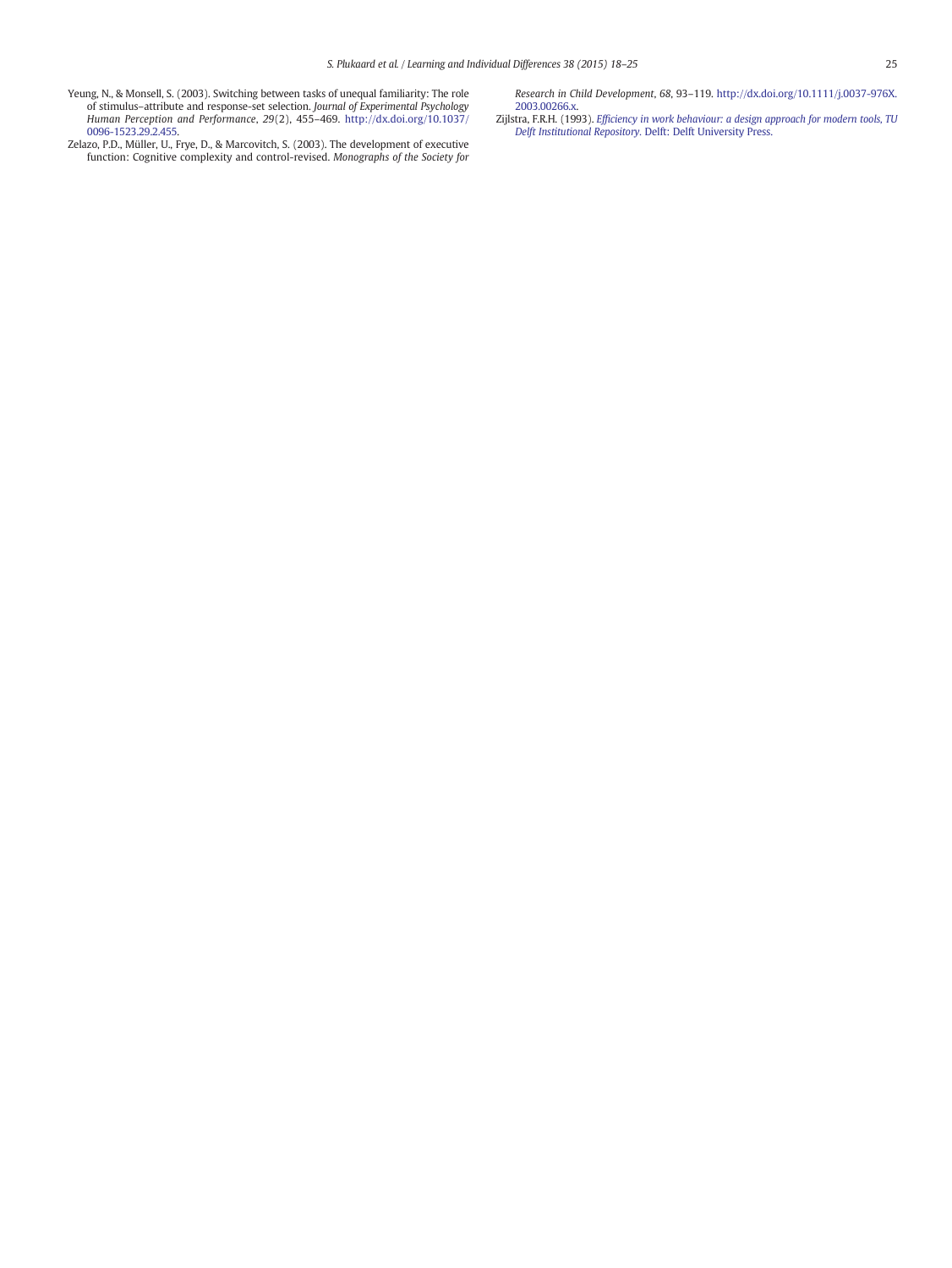Yeung, N., & Monsell, S. (2003). Switching between tasks of unequal familiarity: The role of stimulus–attribute and response-set selection. *Journal of Experimental Psychology Human Perception and Performance*, *29*(2), 455–469. http://dx.doi.org/10.1037/0096-1523.29.2.455.

Zelazo, P.D., Müller, U., Frye, D., & Marcovitch, S. (2003). The development of executive function: Cognitive complexity and control-revised. *Monographs of the Society for Research in Child Development*, *68*, 93–119. http://dx.doi.org/10.1111/j.0037-976X.2003.00266.x.

Zijlstra, F.R.H. (1993). *Efficiency in work behaviour: a design approach for modern tools, TU Delft Institutional Repository*. Delft: Delft University Press.